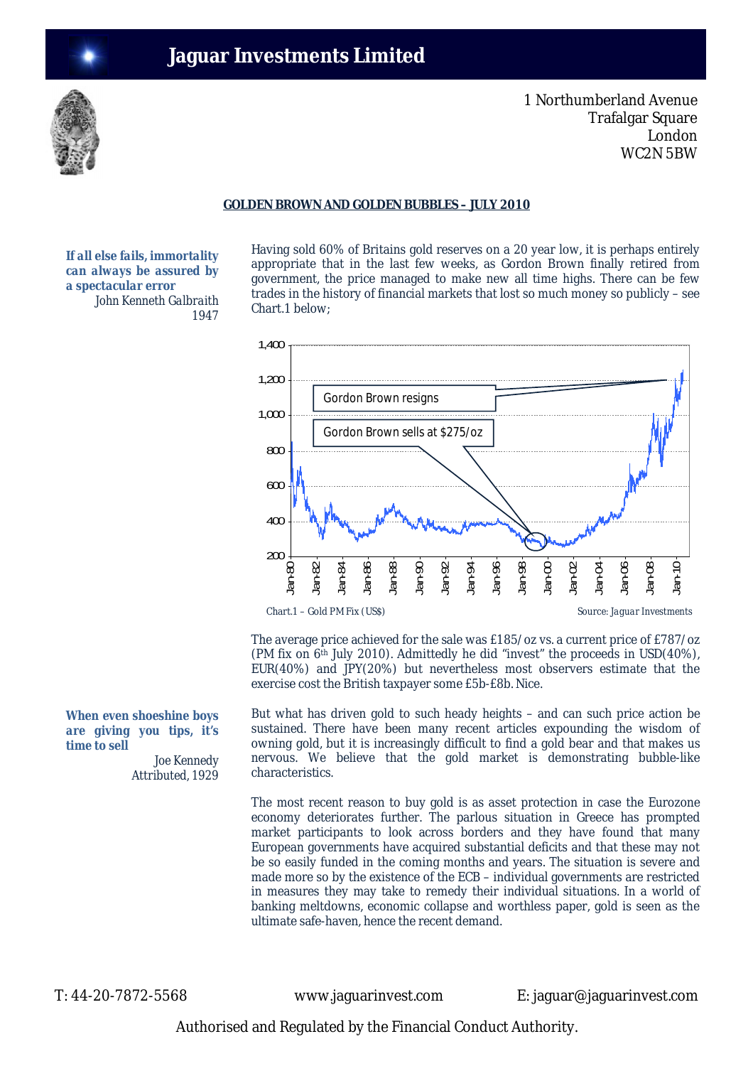# Jaguar Investments Limited

1 Northumberland Avenue
Trafalgar Square
London
WC2N 5BW

## GOLDEN BROWN AND GOLDEN BUBBLES – JULY 2010

***If all else fails, immortality can always be assured by a spectacular error***
John Kenneth Galbraith
1947

Having sold 60% of Britains gold reserves on a 20 year low, it is perhaps entirely appropriate that in the last few weeks, as Gordon Brown finally retired from government, the price managed to make new all time highs. There can be few trades in the history of financial markets that lost so much money so publicly – see Chart.1 below;

Chart.1 – Gold PM Fix (US$)    Source: *Jaguar Investments*

The average price achieved for the sale was £185/oz vs. a current price of £787/oz (PM fix on 6th July 2010). Admittedly he did "invest" the proceeds in USD(40%), EUR(40%) and JPY(20%) but nevertheless most observers estimate that the exercise cost the British taxpayer some £5b-£8b. Nice.

***When even shoeshine boys are giving you tips, it's time to sell***
Joe Kennedy
Attributed, 1929

But what has driven gold to such heady heights – and can such price action be sustained. There have been many recent articles expounding the wisdom of owning gold, but it is increasingly difficult to find a gold bear and that makes us nervous. We believe that the gold market is demonstrating bubble-like characteristics.

The most recent reason to buy gold is as asset protection in case the Eurozone economy deteriorates further. The parlous situation in Greece has prompted market participants to look across borders and they have found that many European governments have acquired substantial deficits and that these may not be so easily funded in the coming months and years. The situation is severe and made more so by the existence of the ECB – individual governments are restricted in measures they may take to remedy their individual situations. In a world of banking meltdowns, economic collapse and worthless paper, gold is seen as the ultimate safe-haven, hence the recent demand.

T: 44-20-7872-5568    www.jaguarinvest.com    E: jaguar@jaguarinvest.com

Authorised and Regulated by the Financial Conduct Authority.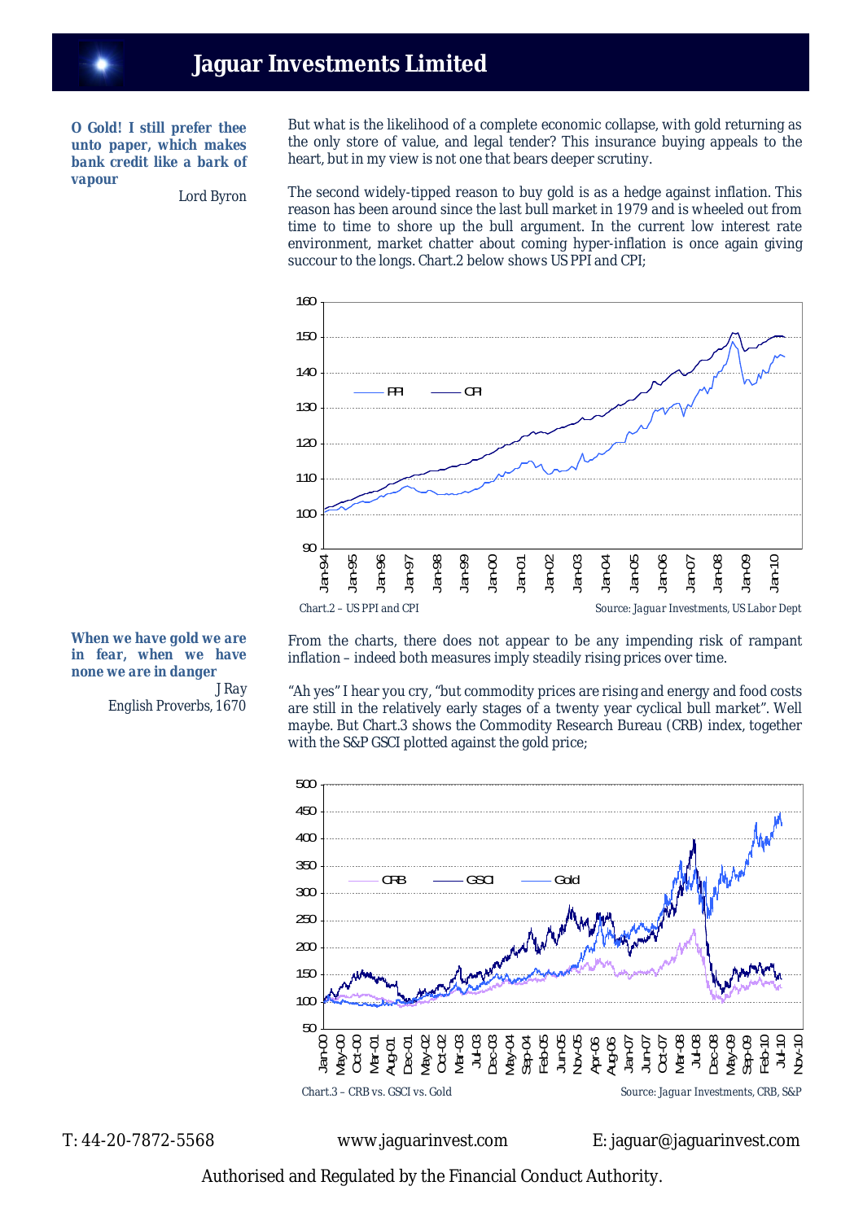**O Gold! I still prefer thee unto paper, which makes bank credit like a bark of vapour**

Lord Byron

But what is the likelihood of a complete economic collapse, with gold returning as the only store of value, and legal tender? This insurance buying appeals to the heart, but in my view is not one that bears deeper scrutiny.

The second widely-tipped reason to buy gold is as a hedge against inflation. This reason has been around since the last bull market in 1979 and is wheeled out from time to time to shore up the bull argument. In the current low interest rate environment, market chatter about coming hyper-inflation is once again giving succour to the longs. Chart.2 below shows US PPI and CPI;

Chart.2 – US PPI and CPI

Source: Jaguar Investments, US Labor Dept

**When we have gold we are in fear, when we have none we are in danger**

J Ray
English Proverbs, 1670

From the charts, there does not appear to be any impending risk of rampant inflation – indeed both measures imply steadily rising prices over time.

"Ah yes" I hear you cry, "but commodity prices are rising and energy and food costs are still in the relatively early stages of a twenty year cyclical bull market". Well maybe. But Chart.3 shows the Commodity Research Bureau (CRB) index, together with the S&P GSCI plotted against the gold price;

Chart.3 – CRB vs. GSCI vs. Gold

Source: Jaguar Investments, CRB, S&P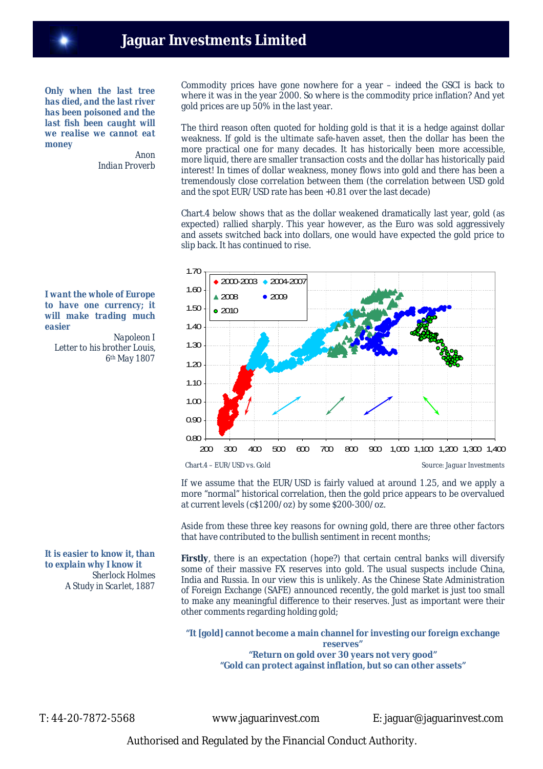# Jaguar Investments Limited

> **Only when the last tree has died, and the last river has been poisoned and the last fish been caught will we realise we cannot eat money**
>
> Anon
> Indian Proverb

Commodity prices have gone nowhere for a year – indeed the GSCI is back to where it was in the year 2000. So where is the commodity price inflation? And yet gold prices are up 50% in the last year.

The third reason often quoted for holding gold is that it is a hedge against dollar weakness. If gold is the ultimate safe-haven asset, then the dollar has been the more practical one for many decades. It has historically been more accessible, more liquid, there are smaller transaction costs and the dollar has historically paid interest! In times of dollar weakness, money flows into gold and there has been a tremendously close correlation between them (the correlation between USD gold and the spot EUR/USD rate has been +0.81 over the last decade)

Chart.4 below shows that as the dollar weakened dramatically last year, gold (as expected) rallied sharply. This year however, as the Euro was sold aggressively and assets switched back into dollars, one would have expected the gold price to slip back. It has continued to rise.

> **I want the whole of Europe to have one currency; it will make trading much easier**
>
> Napoleon I
> Letter to his brother Louis, 6th May 1807

Chart.4 – EUR/USD vs. Gold — Source: Jaguar Investments

If we assume that the EUR/USD is fairly valued at around 1.25, and we apply a more "normal" historical correlation, then the gold price appears to be overvalued at current levels (c$1200/oz) by some $200-300/oz.

Aside from these three key reasons for owning gold, there are three other factors that have contributed to the bullish sentiment in recent months;

> **It is easier to know it, than to explain why I know it**
>
> Sherlock Holmes
> A Study in Scarlet, 1887

**Firstly**, there is an expectation (hope?) that certain central banks will diversify some of their massive FX reserves into gold. The usual suspects include China, India and Russia. In our view this is unlikely. As the Chinese State Administration of Foreign Exchange (SAFE) announced recently, the gold market is just too small to make any meaningful difference to their reserves. Just as important were their other comments regarding holding gold;

**"It [gold] cannot become a main channel for investing our foreign exchange reserves"**
**"Return on gold over 30 years not very good"**
**"Gold can protect against inflation, but so can other assets"**

T: 44-20-7872-5568 — www.jaguarinvest.com — E: jaguar@jaguarinvest.com

Authorised and Regulated by the Financial Conduct Authority.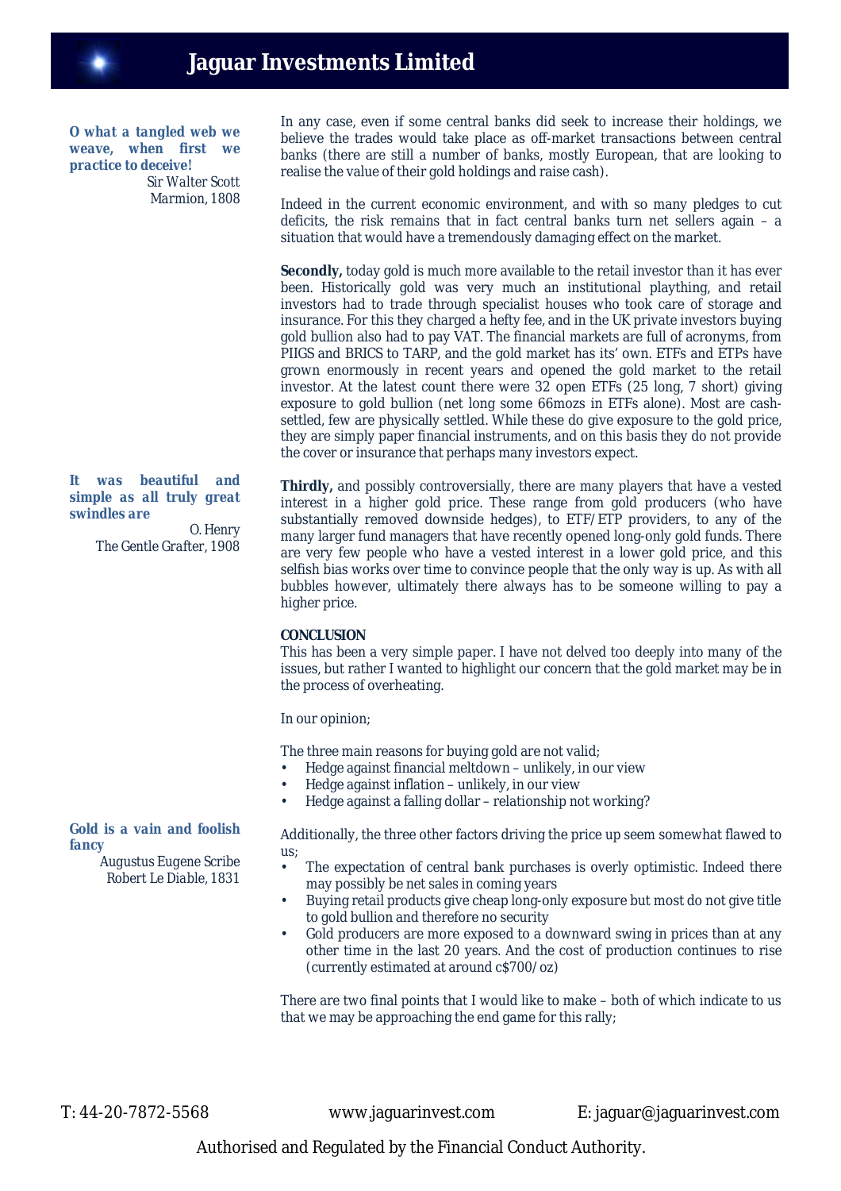*O what a tangled web we weave, when first we practice to deceive!*
Sir Walter Scott
Marmion, 1808

In any case, even if some central banks did seek to increase their holdings, we believe the trades would take place as off-market transactions between central banks (there are still a number of banks, mostly European, that are looking to realise the value of their gold holdings and raise cash).

Indeed in the current economic environment, and with so many pledges to cut deficits, the risk remains that in fact central banks turn net sellers again – a situation that would have a tremendously damaging effect on the market.

**Secondly,** today gold is much more available to the retail investor than it has ever been. Historically gold was very much an institutional plaything, and retail investors had to trade through specialist houses who took care of storage and insurance. For this they charged a hefty fee, and in the UK private investors buying gold bullion also had to pay VAT. The financial markets are full of acronyms, from PIIGS and BRICS to TARP, and the gold market has its' own. ETFs and ETPs have grown enormously in recent years and opened the gold market to the retail investor. At the latest count there were 32 open ETFs (25 long, 7 short) giving exposure to gold bullion (net long some 66mozs in ETFs alone). Most are cash-settled, few are physically settled. While these do give exposure to the gold price, they are simply paper financial instruments, and on this basis they do not provide the cover or insurance that perhaps many investors expect.

*It was beautiful and simple as all truly great swindles are*
O. Henry
The Gentle Grafter, 1908

**Thirdly,** and possibly controversially, there are many players that have a vested interest in a higher gold price. These range from gold producers (who have substantially removed downside hedges), to ETF/ETP providers, to any of the many larger fund managers that have recently opened long-only gold funds. There are very few people who have a vested interest in a lower gold price, and this selfish bias works over time to convince people that the only way is up. As with all bubbles however, ultimately there always has to be someone willing to pay a higher price.

**CONCLUSION**

This has been a very simple paper. I have not delved too deeply into many of the issues, but rather I wanted to highlight our concern that the gold market may be in the process of overheating.

In our opinion;

The three main reasons for buying gold are not valid;

- Hedge against financial meltdown – unlikely, in our view
- Hedge against inflation – unlikely, in our view
- Hedge against a falling dollar – relationship not working?

*Gold is a vain and foolish fancy*
Augustus Eugene Scribe
Robert Le Diable, 1831

Additionally, the three other factors driving the price up seem somewhat flawed to us;

- The expectation of central bank purchases is overly optimistic. Indeed there may possibly be net sales in coming years
- Buying retail products give cheap long-only exposure but most do not give title to gold bullion and therefore no security
- Gold producers are more exposed to a downward swing in prices than at any other time in the last 20 years. And the cost of production continues to rise (currently estimated at around c$700/oz)

There are two final points that I would like to make – both of which indicate to us that we may be approaching the end game for this rally;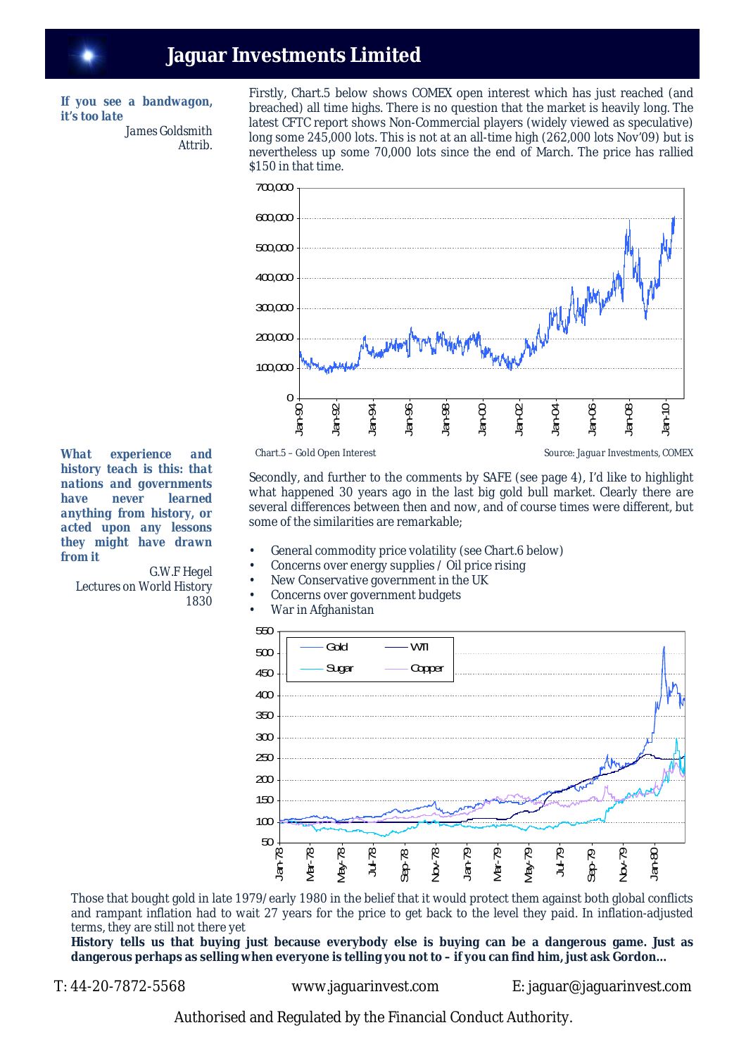# Jaguar Investments Limited

**If you see a bandwagon, it's too late**

James Goldsmith Attrib.

Firstly, Chart.5 below shows COMEX open interest which has just reached (and breached) all time highs. There is no question that the market is heavily long. The latest CFTC report shows Non-Commercial players (widely viewed as speculative) long some 245,000 lots. This is not at an all-time high (262,000 lots Nov'09) but is nevertheless up some 70,000 lots since the end of March. The price has rallied $150 in that time.

700,000
600,000
500,000
400,000
300,000
200,000
100,000
0

Jan-90 Jan-92 Jan-94 Jan-96 Jan-98 Jan-00 Jan-02 Jan-04 Jan-06 Jan-08 Jan-10

Chart.5 – Gold Open Interest

Source: Jaguar Investments, COMEX

**What experience and history teach is this: that nations and governments have never learned anything from history, or acted upon any lessons they might have drawn from it**

G.W.F Hegel
Lectures on World History
1830

Secondly, and further to the comments by SAFE (see page 4), I'd like to highlight what happened 30 years ago in the last big gold bull market. Clearly there are several differences between then and now, and of course times were different, but some of the similarities are remarkable;

- General commodity price volatility (see Chart.6 below)
- Concerns over energy supplies / Oil price rising
- New Conservative government in the UK
- Concerns over government budgets
- War in Afghanistan

Gold
WTI
Sugar
Copper

550
500
450
400
350
300
250
200
150
100
50

Jan-78 Mar-78 May-78 Jul-78 Sep-78 Nov-78 Jan-79 Mar-79 May-79 Jul-79 Sep-79 Nov-79 Jan-80

Those that bought gold in late 1979/early 1980 in the belief that it would protect them against both global conflicts and rampant inflation had to wait 27 years for the price to get back to the level they paid. In inflation-adjusted terms, they are still not there yet

**History tells us that buying just because everybody else is buying can be a dangerous game. Just as dangerous perhaps as selling when everyone is telling you not to – if you can find him, just ask Gordon…**

T: 44-20-7872-5568 www.jaguarinvest.com E: jaguar@jaguarinvest.com

Authorised and Regulated by the Financial Conduct Authority.